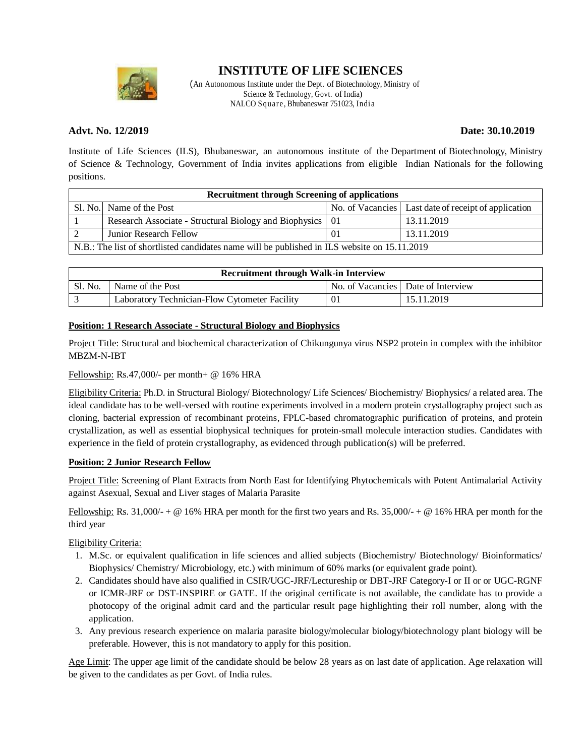# INSTITUTE OF LIFE SCIENCES

(An Autonomous Institute under the Dept. of Biotechnology, Ministry of Science & Technology, Govt. of India)
NALCO Square, Bhubaneswar 751023, India

**Advt. No. 12/2019** **Date: 30.10.2019**

Institute of Life Sciences (ILS), Bhubaneswar, an autonomous institute of the Department of Biotechnology, Ministry of Science & Technology, Government of India invites applications from eligible Indian Nationals for the following positions.

| **Recruitment through Screening of applications** | | | |
|---|---|---|---|
| Sl. No. | Name of the Post | No. of Vacancies | Last date of receipt of application |
| 1 | Research Associate - Structural Biology and Biophysics | 01 | 13.11.2019 |
| 2 | Junior Research Fellow | 01 | 13.11.2019 |
| N.B.: The list of shortlisted candidates name will be published in ILS website on 15.11.2019 | | | |

| **Recruitment through Walk-in Interview** | | | |
|---|---|---|---|
| Sl. No. | Name of the Post | No. of Vacancies | Date of Interview |
| 3 | Laboratory Technician-Flow Cytometer Facility | 01 | 15.11.2019 |

**Position: 1 Research Associate - Structural Biology and Biophysics**

Project Title: Structural and biochemical characterization of Chikungunya virus NSP2 protein in complex with the inhibitor MBZM-N-IBT

Fellowship: Rs.47,000/- per month+ @ 16% HRA

Eligibility Criteria: Ph.D. in Structural Biology/ Biotechnology/ Life Sciences/ Biochemistry/ Biophysics/ a related area. The ideal candidate has to be well-versed with routine experiments involved in a modern protein crystallography project such as cloning, bacterial expression of recombinant proteins, FPLC-based chromatographic purification of proteins, and protein crystallization, as well as essential biophysical techniques for protein-small molecule interaction studies. Candidates with experience in the field of protein crystallography, as evidenced through publication(s) will be preferred.

**Position: 2 Junior Research Fellow**

Project Title: Screening of Plant Extracts from North East for Identifying Phytochemicals with Potent Antimalarial Activity against Asexual, Sexual and Liver stages of Malaria Parasite

Fellowship: Rs. 31,000/- + @ 16% HRA per month for the first two years and Rs. 35,000/- + @ 16% HRA per month for the third year

Eligibility Criteria:

1. M.Sc. or equivalent qualification in life sciences and allied subjects (Biochemistry/ Biotechnology/ Bioinformatics/ Biophysics/ Chemistry/ Microbiology, etc.) with minimum of 60% marks (or equivalent grade point).
2. Candidates should have also qualified in CSIR/UGC-JRF/Lectureship or DBT-JRF Category-I or II or or UGC-RGNF or ICMR-JRF or DST-INSPIRE or GATE. If the original certificate is not available, the candidate has to provide a photocopy of the original admit card and the particular result page highlighting their roll number, along with the application.
3. Any previous research experience on malaria parasite biology/molecular biology/biotechnology plant biology will be preferable. However, this is not mandatory to apply for this position.

Age Limit: The upper age limit of the candidate should be below 28 years as on last date of application. Age relaxation will be given to the candidates as per Govt. of India rules.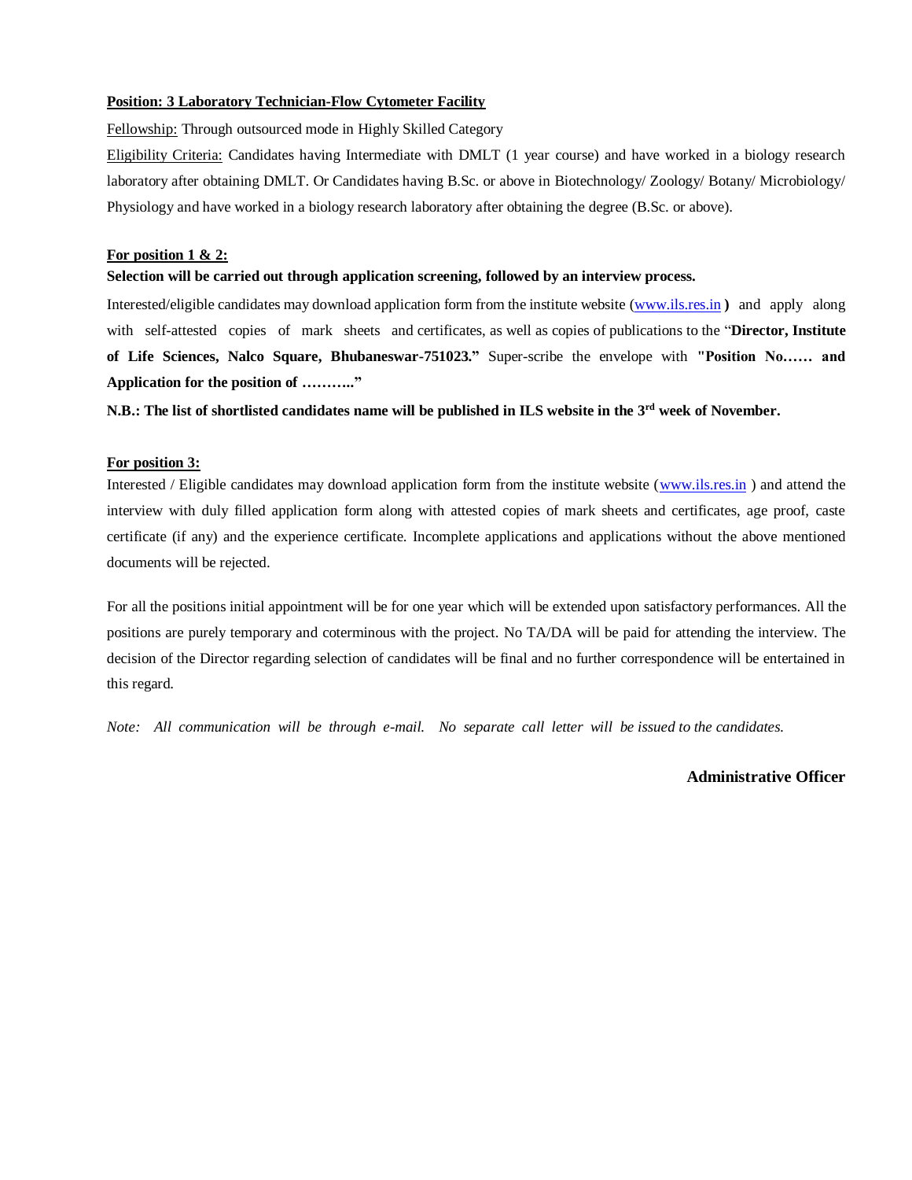**Position: 3 Laboratory Technician-Flow Cytometer Facility**

Fellowship: Through outsourced mode in Highly Skilled Category

Eligibility Criteria: Candidates having Intermediate with DMLT (1 year course) and have worked in a biology research laboratory after obtaining DMLT. Or Candidates having B.Sc. or above in Biotechnology/ Zoology/ Botany/ Microbiology/ Physiology and have worked in a biology research laboratory after obtaining the degree (B.Sc. or above).

**For position 1 & 2:**

**Selection will be carried out through application screening, followed by an interview process.**

Interested/eligible candidates may download application form from the institute website (www.ils.res.in**)** and apply along with self-attested copies of mark sheets and certificates, as well as copies of publications to the "**Director, Institute of Life Sciences, Nalco Square, Bhubaneswar-751023."** Super-scribe the envelope with **"Position No…… and Application for the position of ……….."**

**N.B.: The list of shortlisted candidates name will be published in ILS website in the 3rd week of November.**

**For position 3:**

Interested / Eligible candidates may download application form from the institute website (www.ils.res.in ) and attend the interview with duly filled application form along with attested copies of mark sheets and certificates, age proof, caste certificate (if any) and the experience certificate. Incomplete applications and applications without the above mentioned documents will be rejected.

For all the positions initial appointment will be for one year which will be extended upon satisfactory performances. All the positions are purely temporary and coterminous with the project. No TA/DA will be paid for attending the interview. The decision of the Director regarding selection of candidates will be final and no further correspondence will be entertained in this regard.

*Note: All communication will be through e-mail. No separate call letter will be issued to the candidates.*

**Administrative Officer**